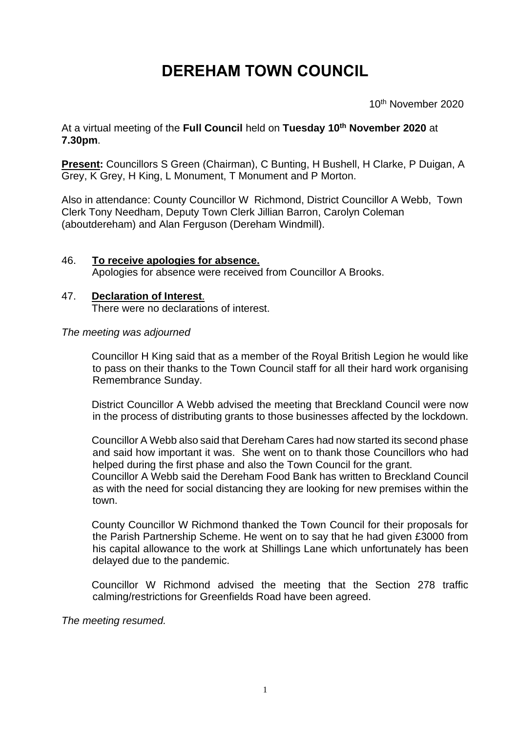# DEREHAM TOWN COUNCIL

10th November 2020

At a virtual meeting of the **Full Council** held on **Tuesday 10th November 2020** at **7.30pm**.

**Present:** Councillors S Green (Chairman), C Bunting, H Bushell, H Clarke, P Duigan, A Grey, K Grey, H King, L Monument, T Monument and P Morton.

Also in attendance: County Councillor W Richmond, District Councillor A Webb, Town Clerk Tony Needham, Deputy Town Clerk Jillian Barron, Carolyn Coleman (aboutdereham) and Alan Ferguson (Dereham Windmill).

46. **To receive apologies for absence.**
    Apologies for absence were received from Councillor A Brooks.

47. **Declaration of Interest**.
    There were no declarations of interest.

*The meeting was adjourned*

Councillor H King said that as a member of the Royal British Legion he would like to pass on their thanks to the Town Council staff for all their hard work organising Remembrance Sunday.

District Councillor A Webb advised the meeting that Breckland Council were now in the process of distributing grants to those businesses affected by the lockdown.

Councillor A Webb also said that Dereham Cares had now started its second phase and said how important it was. She went on to thank those Councillors who had helped during the first phase and also the Town Council for the grant.
Councillor A Webb said the Dereham Food Bank has written to Breckland Council as with the need for social distancing they are looking for new premises within the town.

County Councillor W Richmond thanked the Town Council for their proposals for the Parish Partnership Scheme. He went on to say that he had given £3000 from his capital allowance to the work at Shillings Lane which unfortunately has been delayed due to the pandemic.

Councillor W Richmond advised the meeting that the Section 278 traffic calming/restrictions for Greenfields Road have been agreed.

*The meeting resumed.*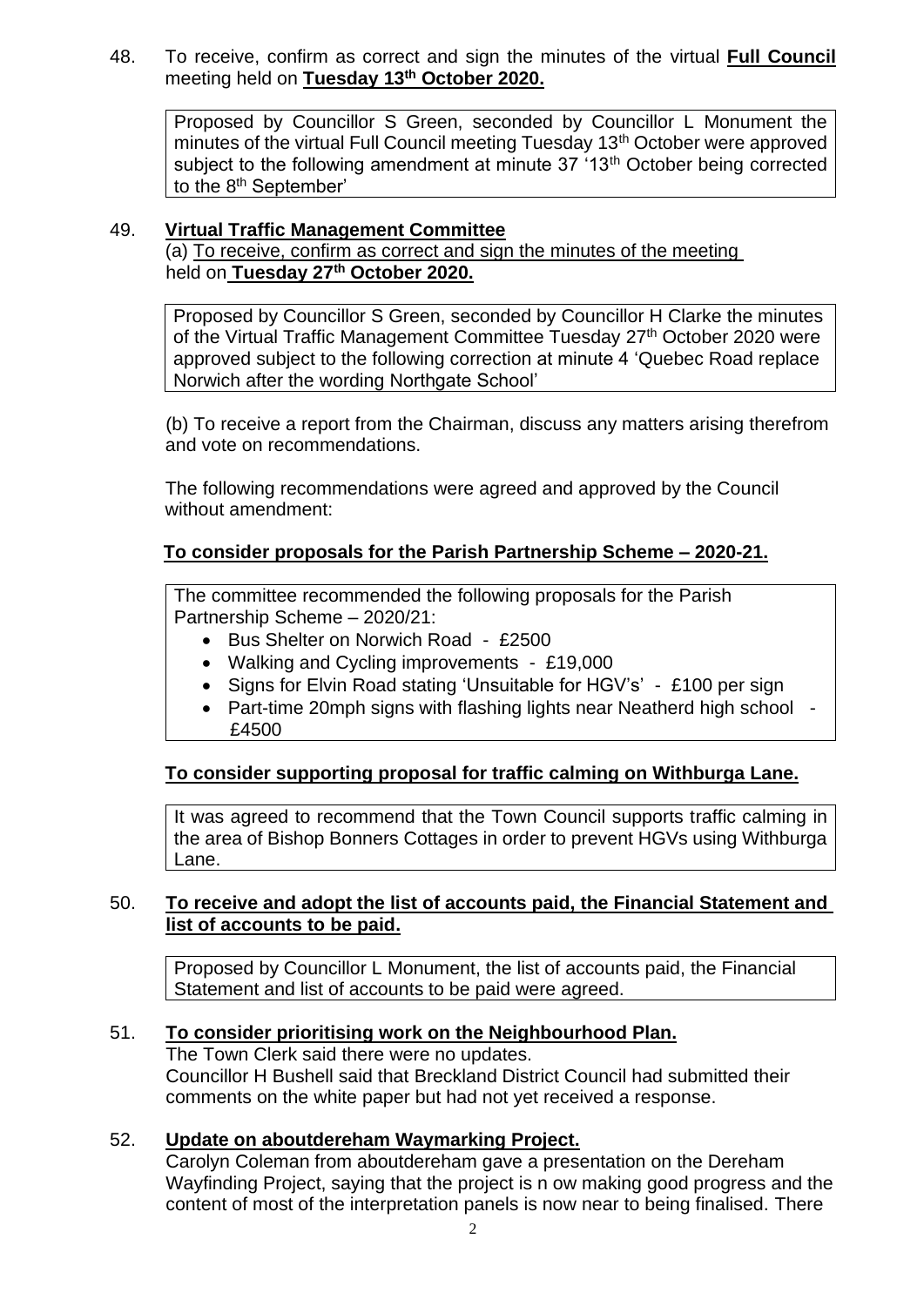48. To receive, confirm as correct and sign the minutes of the virtual **Full Council** meeting held on **Tuesday 13th October 2020.**

> Proposed by Councillor S Green, seconded by Councillor L Monument the minutes of the virtual Full Council meeting Tuesday 13th October were approved subject to the following amendment at minute 37 '13th October being corrected to the 8th September'

49. **Virtual Traffic Management Committee**

(a) To receive, confirm as correct and sign the minutes of the meeting held on **Tuesday 27th October 2020.**

> Proposed by Councillor S Green, seconded by Councillor H Clarke the minutes of the Virtual Traffic Management Committee Tuesday 27th October 2020 were approved subject to the following correction at minute 4 'Quebec Road replace Norwich after the wording Northgate School'

(b) To receive a report from the Chairman, discuss any matters arising therefrom and vote on recommendations.

The following recommendations were agreed and approved by the Council without amendment:

**To consider proposals for the Parish Partnership Scheme – 2020-21.**

> The committee recommended the following proposals for the Parish Partnership Scheme – 2020/21:
>
> - Bus Shelter on Norwich Road - £2500
> - Walking and Cycling improvements - £19,000
> - Signs for Elvin Road stating 'Unsuitable for HGV's' - £100 per sign
> - Part-time 20mph signs with flashing lights near Neatherd high school - £4500

**To consider supporting proposal for traffic calming on Withburga Lane.**

> It was agreed to recommend that the Town Council supports traffic calming in the area of Bishop Bonners Cottages in order to prevent HGVs using Withburga Lane.

50. **To receive and adopt the list of accounts paid, the Financial Statement and list of accounts to be paid.**

> Proposed by Councillor L Monument, the list of accounts paid, the Financial Statement and list of accounts to be paid were agreed.

51. **To consider prioritising work on the Neighbourhood Plan.**

The Town Clerk said there were no updates.
Councillor H Bushell said that Breckland District Council had submitted their comments on the white paper but had not yet received a response.

52. **Update on aboutdereham Waymarking Project.**

Carolyn Coleman from aboutdereham gave a presentation on the Dereham Wayfinding Project, saying that the project is n ow making good progress and the content of most of the interpretation panels is now near to being finalised. There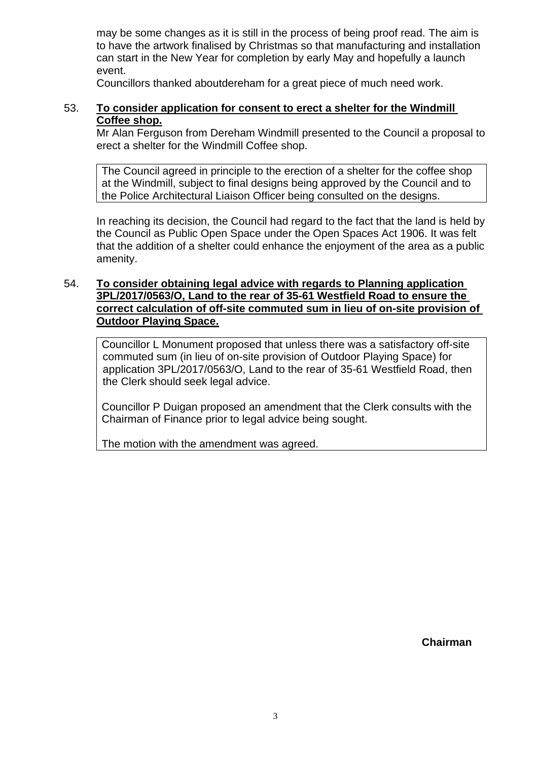may be some changes as it is still in the process of being proof read. The aim is to have the artwork finalised by Christmas so that manufacturing and installation can start in the New Year for completion by early May and hopefully a launch event.

Councillors thanked aboutdereham for a great piece of much need work.

53. **To consider application for consent to erect a shelter for the Windmill Coffee shop.**

Mr Alan Ferguson from Dereham Windmill presented to the Council a proposal to erect a shelter for the Windmill Coffee shop.

> The Council agreed in principle to the erection of a shelter for the coffee shop at the Windmill, subject to final designs being approved by the Council and to the Police Architectural Liaison Officer being consulted on the designs.

In reaching its decision, the Council had regard to the fact that the land is held by the Council as Public Open Space under the Open Spaces Act 1906. It was felt that the addition of a shelter could enhance the enjoyment of the area as a public amenity.

54. **To consider obtaining legal advice with regards to Planning application 3PL/2017/0563/O, Land to the rear of 35-61 Westfield Road to ensure the correct calculation of off-site commuted sum in lieu of on-site provision of Outdoor Playing Space.**

> Councillor L Monument proposed that unless there was a satisfactory off-site commuted sum (in lieu of on-site provision of Outdoor Playing Space) for application 3PL/2017/0563/O, Land to the rear of 35-61 Westfield Road, then the Clerk should seek legal advice.
>
> Councillor P Duigan proposed an amendment that the Clerk consults with the Chairman of Finance prior to legal advice being sought.
>
> The motion with the amendment was agreed.

**Chairman**